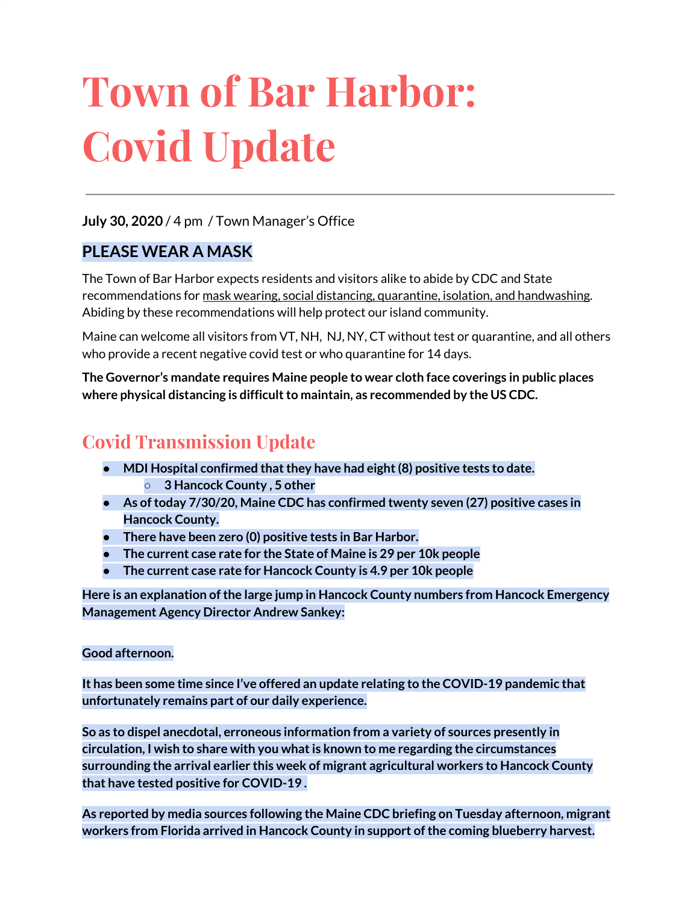# Town of Bar Harbor: Covid Update

**July 30, 2020** / 4 pm / Town Manager's Office

### PLEASE WEAR A MASK

The Town of Bar Harbor expects residents and visitors alike to abide by CDC and State recommendations for mask wearing, social distancing, quarantine, isolation, and handwashing. Abiding by these recommendations will help protect our island community.

Maine can welcome all visitors from VT, NH, NJ, NY, CT without test or quarantine, and all others who provide a recent negative covid test or who quarantine for 14 days.

**The Governor's mandate requires Maine people to wear cloth face coverings in public places where physical distancing is difficult to maintain, as recommended by the US CDC.**

## Covid Transmission Update

- **MDI Hospital confirmed that they have had eight (8) positive tests to date.**
  - **3 Hancock County , 5 other**
- **As of today 7/30/20, Maine CDC has confirmed twenty seven (27) positive cases in Hancock County.**
- **There have been zero (0) positive tests in Bar Harbor.**
- **The current case rate for the State of Maine is 29 per 10k people**
- **The current case rate for Hancock County is 4.9 per 10k people**

**Here is an explanation of the large jump in Hancock County numbers from Hancock Emergency Management Agency Director Andrew Sankey:**

**Good afternoon.**

**It has been some time since I've offered an update relating to the COVID-19 pandemic that unfortunately remains part of our daily experience.**

**So as to dispel anecdotal, erroneous information from a variety of sources presently in circulation, I wish to share with you what is known to me regarding the circumstances surrounding the arrival earlier this week of migrant agricultural workers to Hancock County that have tested positive for COVID-19 .**

**As reported by media sources following the Maine CDC briefing on Tuesday afternoon, migrant workers from Florida arrived in Hancock County in support of the coming blueberry harvest.**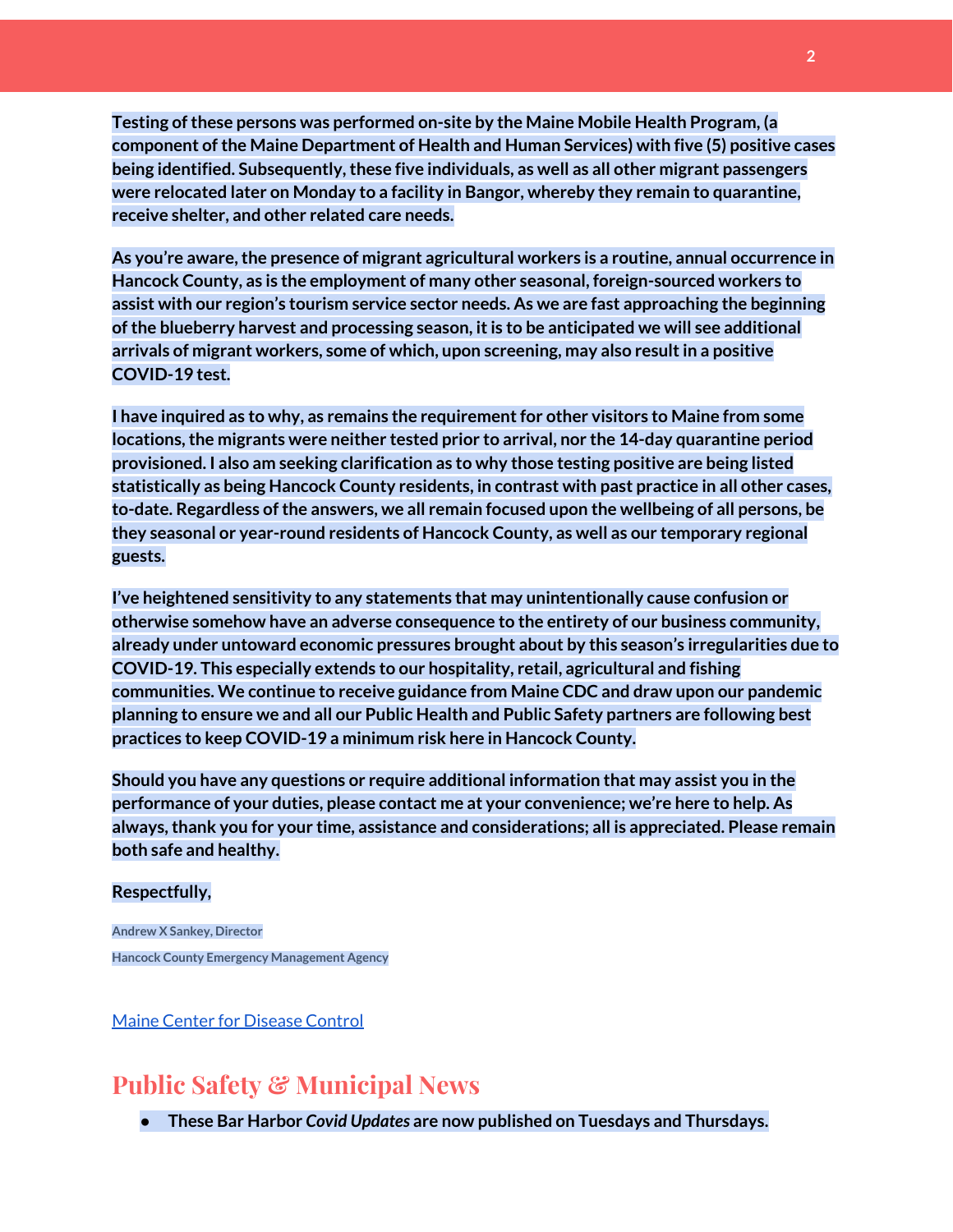**Testing of these persons was performed on-site by the Maine Mobile Health Program, (a component of the Maine Department of Health and Human Services) with five (5) positive cases being identified. Subsequently, these five individuals, as well as all other migrant passengers were relocated later on Monday to a facility in Bangor, whereby they remain to quarantine, receive shelter, and other related care needs.**

**As you're aware, the presence of migrant agricultural workers is a routine, annual occurrence in Hancock County, as is the employment of many other seasonal, foreign-sourced workers to assist with our region's tourism service sector needs. As we are fast approaching the beginning of the blueberry harvest and processing season, it is to be anticipated we will see additional arrivals of migrant workers, some of which, upon screening, may also result in a positive COVID-19 test.**

**I have inquired as to why, as remains the requirement for other visitors to Maine from some locations, the migrants were neither tested prior to arrival, nor the 14-day quarantine period provisioned. I also am seeking clarification as to why those testing positive are being listed statistically as being Hancock County residents, in contrast with past practice in all other cases, to-date. Regardless of the answers, we all remain focused upon the wellbeing of all persons, be they seasonal or year-round residents of Hancock County, as well as our temporary regional guests.**

**I've heightened sensitivity to any statements that may unintentionally cause confusion or otherwise somehow have an adverse consequence to the entirety of our business community, already under untoward economic pressures brought about by this season's irregularities due to COVID-19. This especially extends to our hospitality, retail, agricultural and fishing communities. We continue to receive guidance from Maine CDC and draw upon our pandemic planning to ensure we and all our Public Health and Public Safety partners are following best practices to keep COVID-19 a minimum risk here in Hancock County.**

**Should you have any questions or require additional information that may assist you in the performance of your duties, please contact me at your convenience; we're here to help. As always, thank you for your time, assistance and considerations; all is appreciated. Please remain both safe and healthy.**

**Respectfully,**

**Andrew X Sankey, Director**

**Hancock County Emergency Management Agency**

[Maine Center for Disease Control]

## Public Safety & Municipal News

- **These Bar Harbor *Covid Updates* are now published on Tuesdays and Thursdays.**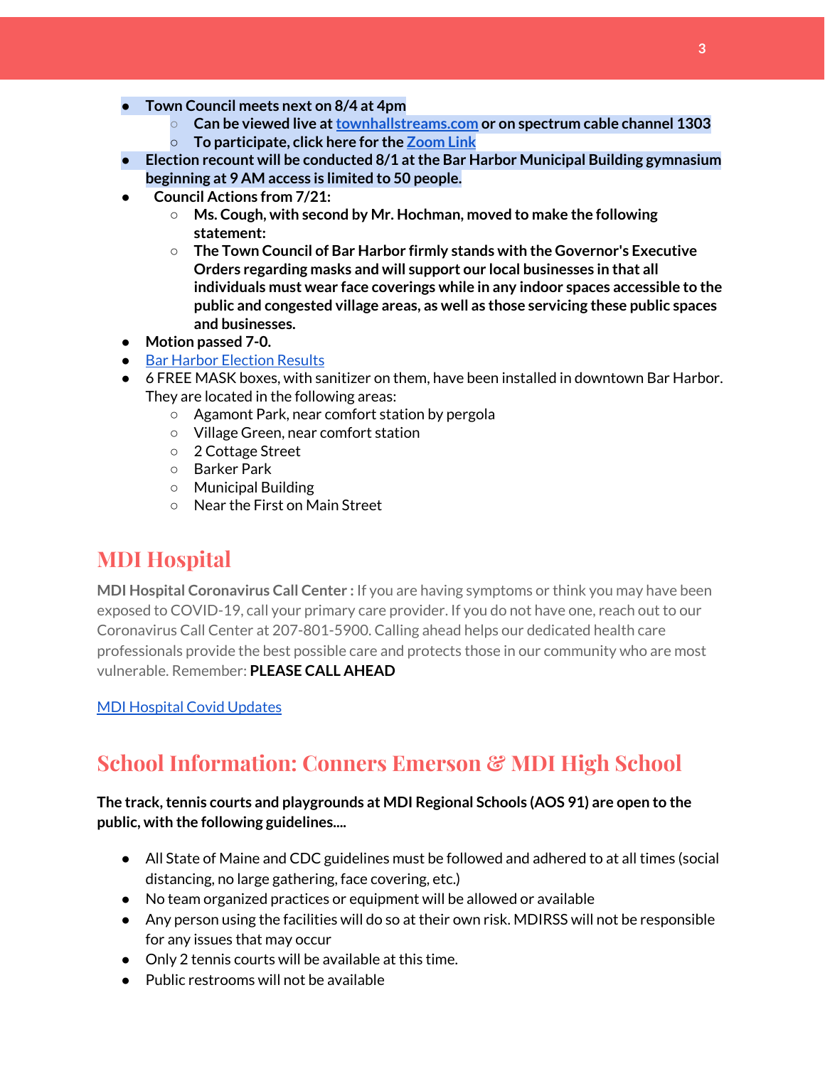- **Town Council meets next on 8/4 at 4pm**
    - **Can be viewed live at [townhallstreams.com](townhallstreams.com) or on spectrum cable channel 1303**
    - **To participate, click here for the [Zoom Link](Zoom Link)**
- **Election recount will be conducted 8/1 at the Bar Harbor Municipal Building gymnasium beginning at 9 AM access is limited to 50 people.**
- **Council Actions from 7/21:**
    - **Ms. Cough, with second by Mr. Hochman, moved to make the following statement:**
    - **The Town Council of Bar Harbor firmly stands with the Governor's Executive Orders regarding masks and will support our local businesses in that all individuals must wear face coverings while in any indoor spaces accessible to the public and congested village areas, as well as those servicing these public spaces and businesses.**
- **Motion passed 7-0.**
- [Bar Harbor Election Results](Bar Harbor Election Results)
- 6 FREE MASK boxes, with sanitizer on them, have been installed in downtown Bar Harbor. They are located in the following areas:
    - Agamont Park, near comfort station by pergola
    - Village Green, near comfort station
    - 2 Cottage Street
    - Barker Park
    - Municipal Building
    - Near the First on Main Street

## MDI Hospital

**MDI Hospital Coronavirus Call Center :** If you are having symptoms or think you may have been exposed to COVID-19, call your primary care provider. If you do not have one, reach out to our Coronavirus Call Center at 207-801-5900. Calling ahead helps our dedicated health care professionals provide the best possible care and protects those in our community who are most vulnerable. Remember: **PLEASE CALL AHEAD**

[MDI Hospital Covid Updates](MDI Hospital Covid Updates)

## School Information: Conners Emerson & MDI High School

**The track, tennis courts and playgrounds at MDI Regional Schools (AOS 91) are open to the public, with the following guidelines....**

- All State of Maine and CDC guidelines must be followed and adhered to at all times (social distancing, no large gathering, face covering, etc.)
- No team organized practices or equipment will be allowed or available
- Any person using the facilities will do so at their own risk. MDIRSS will not be responsible for any issues that may occur
- Only 2 tennis courts will be available at this time.
- Public restrooms will not be available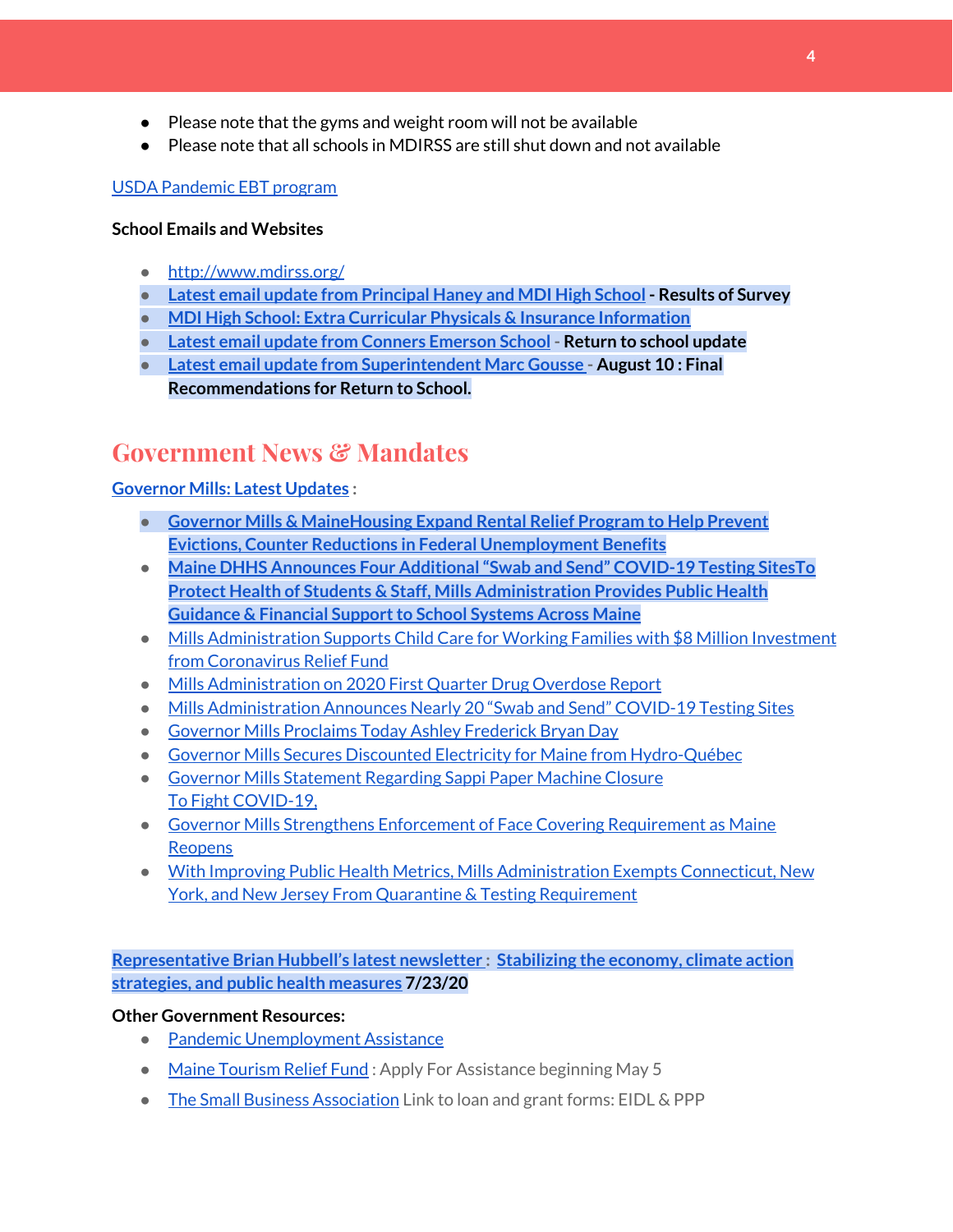- Please note that the gyms and weight room will not be available
- Please note that all schools in MDIRSS are still shut down and not available

USDA Pandemic EBT program

**School Emails and Websites**

- http://www.mdirss.org/
- **Latest email update from Principal Haney and MDI High School - Results of Survey**
- **MDI High School: Extra Curricular Physicals & Insurance Information**
- **Latest email update from Conners Emerson School - Return to school update**
- **Latest email update from Superintendent Marc Gousse - August 10 : Final Recommendations for Return to School.**

## Government News & Mandates

**Governor Mills: Latest Updates :**

- **Governor Mills & MaineHousing Expand Rental Relief Program to Help Prevent Evictions, Counter Reductions in Federal Unemployment Benefits**
- **Maine DHHS Announces Four Additional "Swab and Send" COVID-19 Testing SitesTo Protect Health of Students & Staff, Mills Administration Provides Public Health Guidance & Financial Support to School Systems Across Maine**
- Mills Administration Supports Child Care for Working Families with $8 Million Investment from Coronavirus Relief Fund
- Mills Administration on 2020 First Quarter Drug Overdose Report
- Mills Administration Announces Nearly 20 "Swab and Send" COVID-19 Testing Sites
- Governor Mills Proclaims Today Ashley Frederick Bryan Day
- Governor Mills Secures Discounted Electricity for Maine from Hydro-Québec
- Governor Mills Statement Regarding Sappi Paper Machine Closure
  To Fight COVID-19,
- Governor Mills Strengthens Enforcement of Face Covering Requirement as Maine Reopens
- With Improving Public Health Metrics, Mills Administration Exempts Connecticut, New York, and New Jersey From Quarantine & Testing Requirement

**Representative Brian Hubbell's latest newsletter : Stabilizing the economy, climate action strategies, and public health measures 7/23/20**

**Other Government Resources:**

- Pandemic Unemployment Assistance
- Maine Tourism Relief Fund : Apply For Assistance beginning May 5
- The Small Business Association Link to loan and grant forms: EIDL & PPP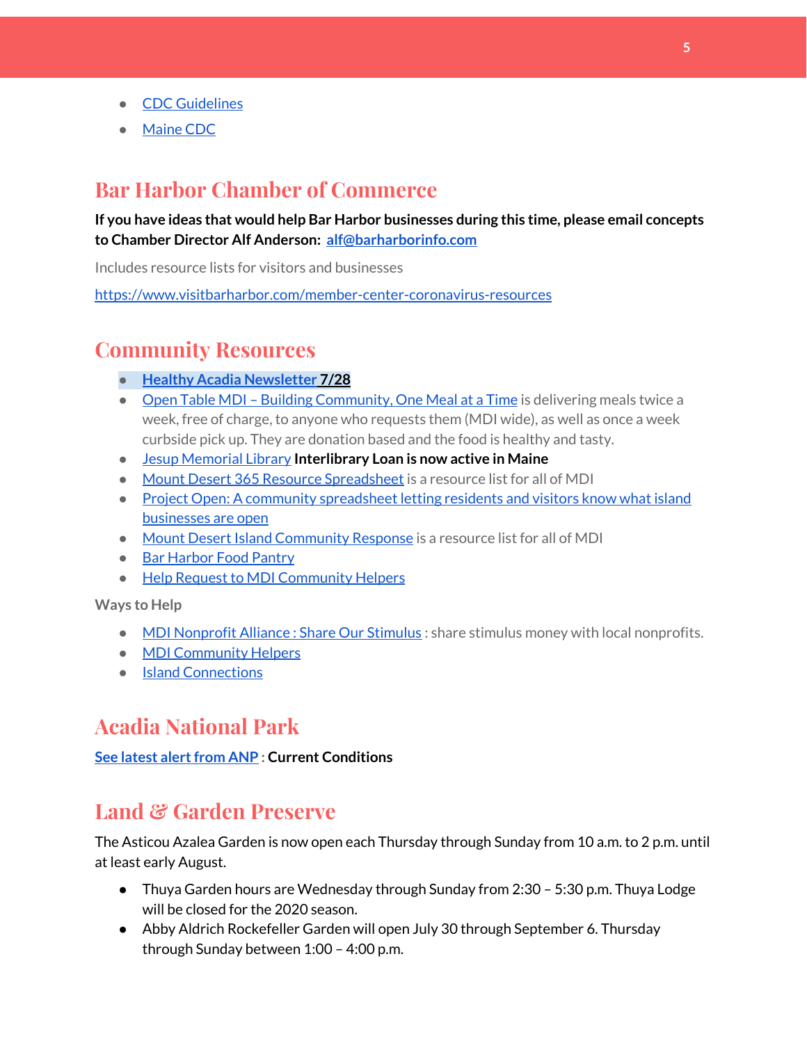- CDC Guidelines
- Maine CDC

## Bar Harbor Chamber of Commerce

**If you have ideas that would help Bar Harbor businesses during this time, please email concepts to Chamber Director Alf Anderson: alf@barharborinfo.com**

Includes resource lists for visitors and businesses

https://www.visitbarharbor.com/member-center-coronavirus-resources

## Community Resources

- **Healthy Acadia Newsletter 7/28**
- Open Table MDI – Building Community, One Meal at a Time is delivering meals twice a week, free of charge, to anyone who requests them (MDI wide), as well as once a week curbside pick up. They are donation based and the food is healthy and tasty.
- Jesup Memorial Library **Interlibrary Loan is now active in Maine**
- Mount Desert 365 Resource Spreadsheet is a resource list for all of MDI
- Project Open: A community spreadsheet letting residents and visitors know what island businesses are open
- Mount Desert Island Community Response is a resource list for all of MDI
- Bar Harbor Food Pantry
- Help Request to MDI Community Helpers

Ways to Help

- MDI Nonprofit Alliance : Share Our Stimulus : share stimulus money with local nonprofits.
- MDI Community Helpers
- Island Connections

## Acadia National Park

**See latest alert from ANP : Current Conditions**

## Land & Garden Preserve

The Asticou Azalea Garden is now open each Thursday through Sunday from 10 a.m. to 2 p.m. until at least early August.

- Thuya Garden hours are Wednesday through Sunday from 2:30 – 5:30 p.m. Thuya Lodge will be closed for the 2020 season.
- Abby Aldrich Rockefeller Garden will open July 30 through September 6. Thursday through Sunday between 1:00 – 4:00 p.m.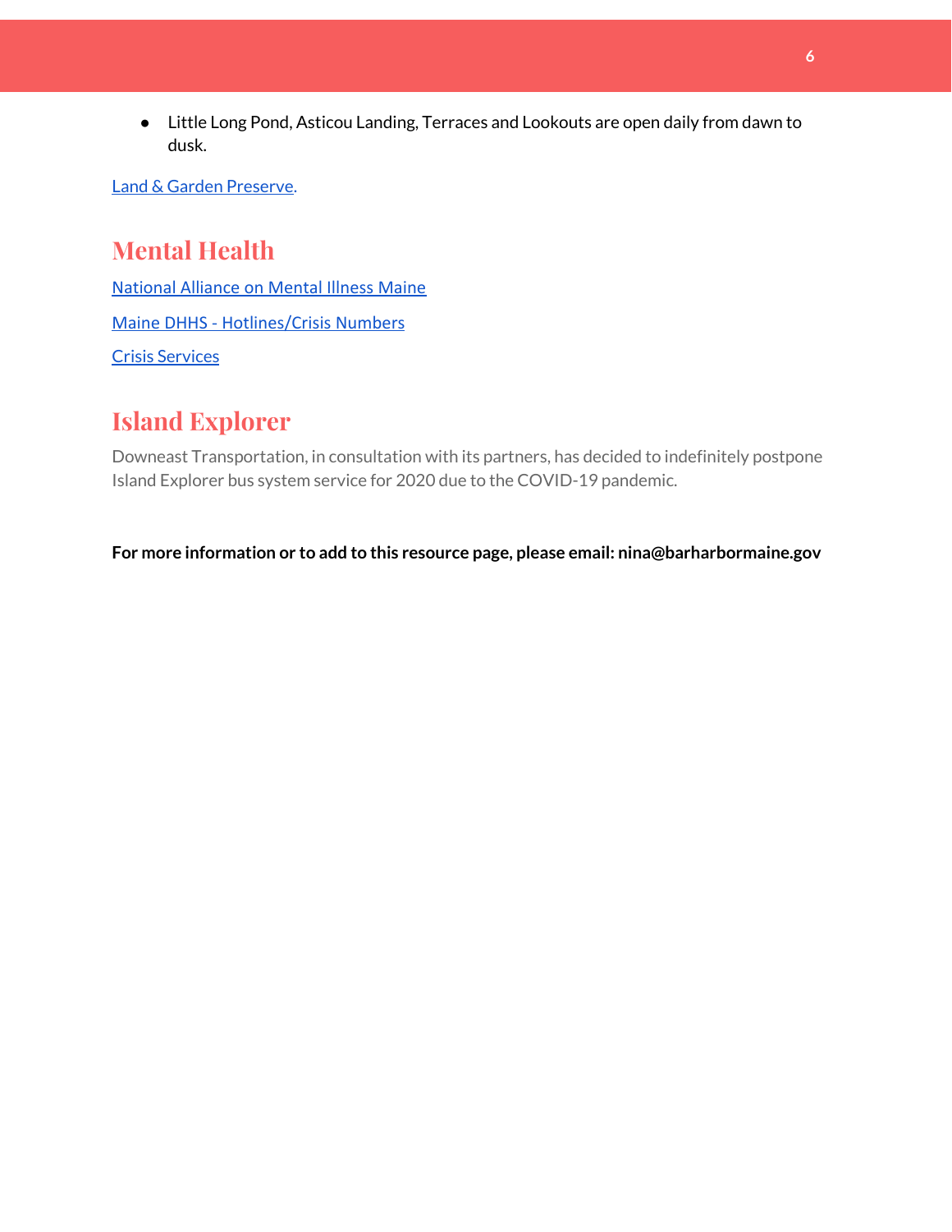- Little Long Pond, Asticou Landing, Terraces and Lookouts are open daily from dawn to dusk.

Land & Garden Preserve.

## Mental Health

National Alliance on Mental Illness Maine

Maine DHHS - Hotlines/Crisis Numbers

Crisis Services

## Island Explorer

Downeast Transportation, in consultation with its partners, has decided to indefinitely postpone Island Explorer bus system service for 2020 due to the COVID-19 pandemic.

**For more information or to add to this resource page, please email: nina@barharbormaine.gov**